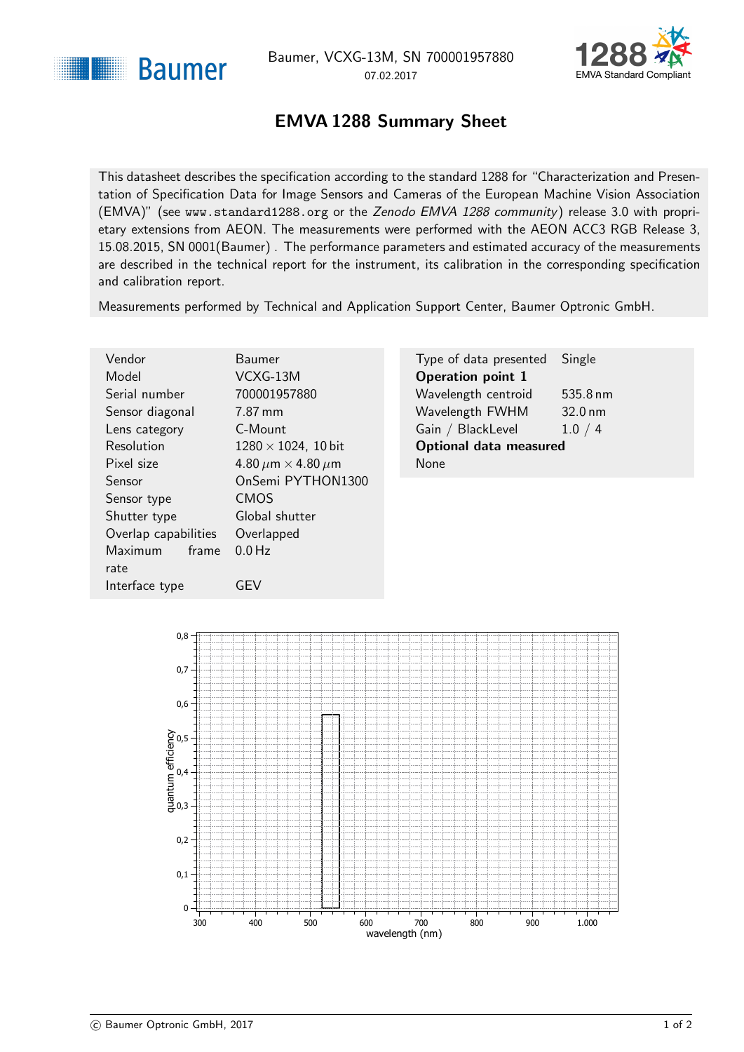Baumer, VCXG-13M, SN 700001957880

07.02.2017

# EMVA 1288 Summary Sheet

This datasheet describes the specification according to the standard 1288 for "Characterization and Presentation of Specification Data for Image Sensors and Cameras of the European Machine Vision Association (EMVA)" (see www.standard1288.org or the *Zenodo EMVA 1288 community*) release 3.0 with proprietary extensions from AEON. The measurements were performed with the AEON ACC3 RGB Release 3, 15.08.2015, SN 0001(Baumer) . The performance parameters and estimated accuracy of the measurements are described in the technical report for the instrument, its calibration in the corresponding specification and calibration report.

Measurements performed by Technical and Application Support Center, Baumer Optronic GmbH.

| | |
|---|---|
| Vendor | Baumer |
| Model | VCXG-13M |
| Serial number | 700001957880 |
| Sensor diagonal | 7.87 mm |
| Lens category | C-Mount |
| Resolution | $1280 \times 1024$, 10 bit |
| Pixel size | $4.80\,\mu m \times 4.80\,\mu m$ |
| Sensor | OnSemi PYTHON1300 |
| Sensor type | CMOS |
| Shutter type | Global shutter |
| Overlap capabilities | Overlapped |
| Maximum frame rate | 0.0 Hz |
| Interface type | GEV |

| | |
|---|---|
| Type of data presented | Single |
| **Operation point 1** | |
| Wavelength centroid | 535.8 nm |
| Wavelength FWHM | 32.0 nm |
| Gain / BlackLevel | 1.0 / 4 |
| **Optional data measured** | |
| None | |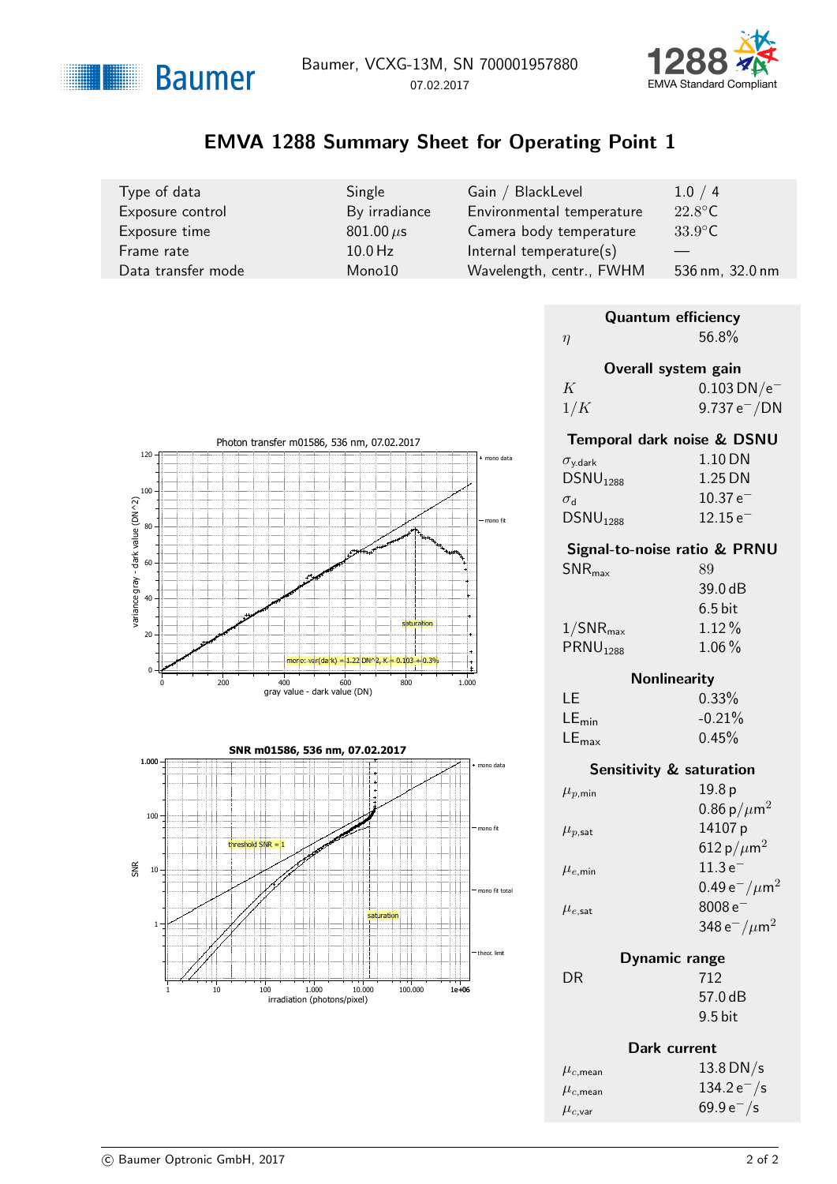Baumer, VCXG-13M, SN 700001957880
07.02.2017

1288 EMVA Standard Compliant

# EMVA 1288 Summary Sheet for Operating Point 1

| | | | |
|---|---|---|---|
| Type of data | Single | Gain / BlackLevel | 1.0 / 4 |
| Exposure control | By irradiance | Environmental temperature | 22.8°C |
| Exposure time | 801.00 $\mu$s | Camera body temperature | 33.9°C |
| Frame rate | 10.0 Hz | Internal temperature(s) | — |
| Data transfer mode | Mono10 | Wavelength, centr., FWHM | 536 nm, 32.0 nm |

Photon transfer m01586, 536 nm, 07.02.2017

variance gray - dark value (DN^2)

gray value - dark value (DN)

mono data

mono fit

saturation

mono: var(dark) = 1.22 DN^2, K = 0.103 ± 0.3%

0, 200, 400, 600, 800, 1.000

0, 20, 40, 60, 80, 100, 120

**SNR m01586, 536 nm, 07.02.2017**

SNR

irradiation (photons/pixel)

mono data

mono fit

mono fit total

theor. limit

threshold SNR = 1

saturation

1, 10, 100, 1.000, 10.000, 100.000, 1e+06

1, 10, 100, 1.000

### Quantum efficiency

| | |
|---|---|
| $\eta$ | 56.8% |

### Overall system gain

| | |
|---|---|
| $K$ | 0.103 DN/e$^-$ |
| $1/K$ | 9.737 e$^-$/DN |

### Temporal dark noise & DSNU

| | |
|---|---|
| $\sigma_{y.dark}$ | 1.10 DN |
| DSNU$_{1288}$ | 1.25 DN |
| $\sigma_d$ | 10.37 e$^-$ |
| DSNU$_{1288}$ | 12.15 e$^-$ |

### Signal-to-noise ratio & PRNU

| | |
|---|---|
| SNR$_{max}$ | 89 |
| | 39.0 dB |
| | 6.5 bit |
| 1/SNR$_{max}$ | 1.12 % |
| PRNU$_{1288}$ | 1.06 % |

### Nonlinearity

| | |
|---|---|
| LE | 0.33% |
| LE$_{min}$ | -0.21% |
| LE$_{max}$ | 0.45% |

### Sensitivity & saturation

| | |
|---|---|
| $\mu_{p,min}$ | 19.8 p |
| | 0.86 p/$\mu$m$^2$ |
| $\mu_{p,sat}$ | 14107 p |
| | 612 p/$\mu$m$^2$ |
| $\mu_{e,min}$ | 11.3 e$^-$ |
| | 0.49 e$^-$/$\mu$m$^2$ |
| $\mu_{e,sat}$ | 8008 e$^-$ |
| | 348 e$^-$/$\mu$m$^2$ |

### Dynamic range

| | |
|---|---|
| DR | 712 |
| | 57.0 dB |
| | 9.5 bit |

### Dark current

| | |
|---|---|
| $\mu_{c,mean}$ | 13.8 DN/s |
| $\mu_{c,mean}$ | 134.2 e$^-$/s |
| $\mu_{c,var}$ | 69.9 e$^-$/s |

© Baumer Optronic GmbH, 2017